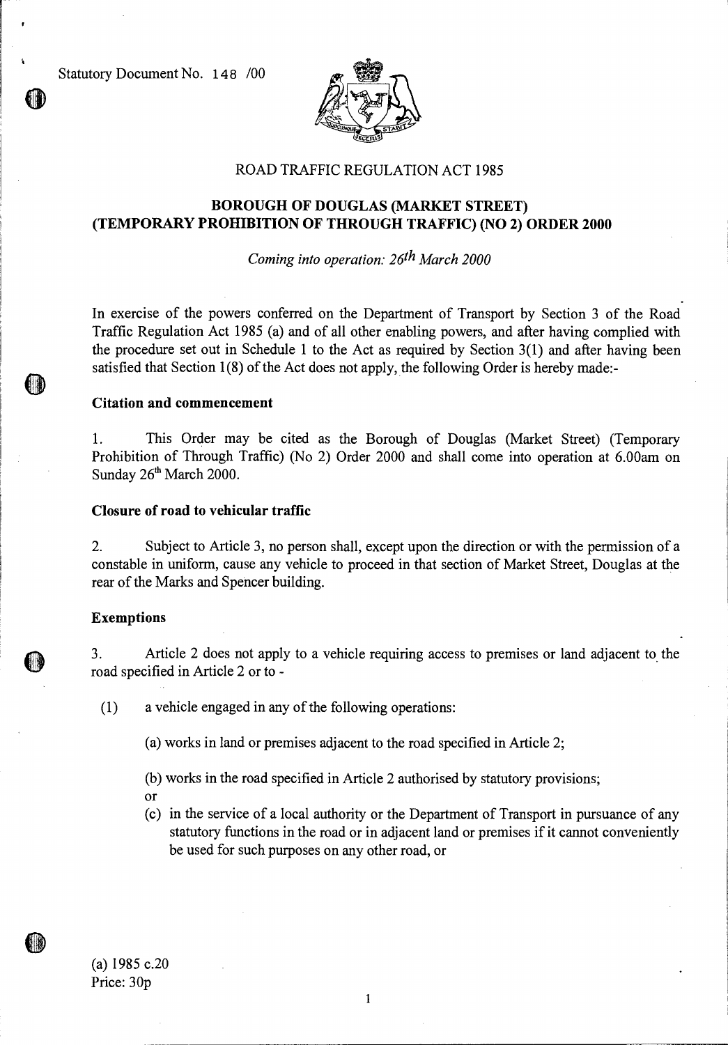Statutory Document No. 148 /00

ROAD TRAFFIC REGULATION ACT 1985

# BOROUGH OF DOUGLAS (MARKET STREET) (TEMPORARY PROHIBITION OF THROUGH TRAFFIC) (NO 2) ORDER 2000

*Coming into operation: 26th March 2000*

In exercise of the powers conferred on the Department of Transport by Section 3 of the Road Traffic Regulation Act 1985 (a) and of all other enabling powers, and after having complied with the procedure set out in Schedule 1 to the Act as required by Section 3(1) and after having been satisfied that Section 1(8) of the Act does not apply, the following Order is hereby made:-

## Citation and commencement

1. This Order may be cited as the Borough of Douglas (Market Street) (Temporary Prohibition of Through Traffic) (No 2) Order 2000 and shall come into operation at 6.00am on Sunday 26th March 2000.

## Closure of road to vehicular traffic

2. Subject to Article 3, no person shall, except upon the direction or with the permission of a constable in uniform, cause any vehicle to proceed in that section of Market Street, Douglas at the rear of the Marks and Spencer building.

## Exemptions

3. Article 2 does not apply to a vehicle requiring access to premises or land adjacent to the road specified in Article 2 or to -

(1) a vehicle engaged in any of the following operations:

(a) works in land or premises adjacent to the road specified in Article 2;

(b) works in the road specified in Article 2 authorised by statutory provisions; or

(c) in the service of a local authority or the Department of Transport in pursuance of any statutory functions in the road or in adjacent land or premises if it cannot conveniently be used for such purposes on any other road, or

(a) 1985 c.20
Price: 30p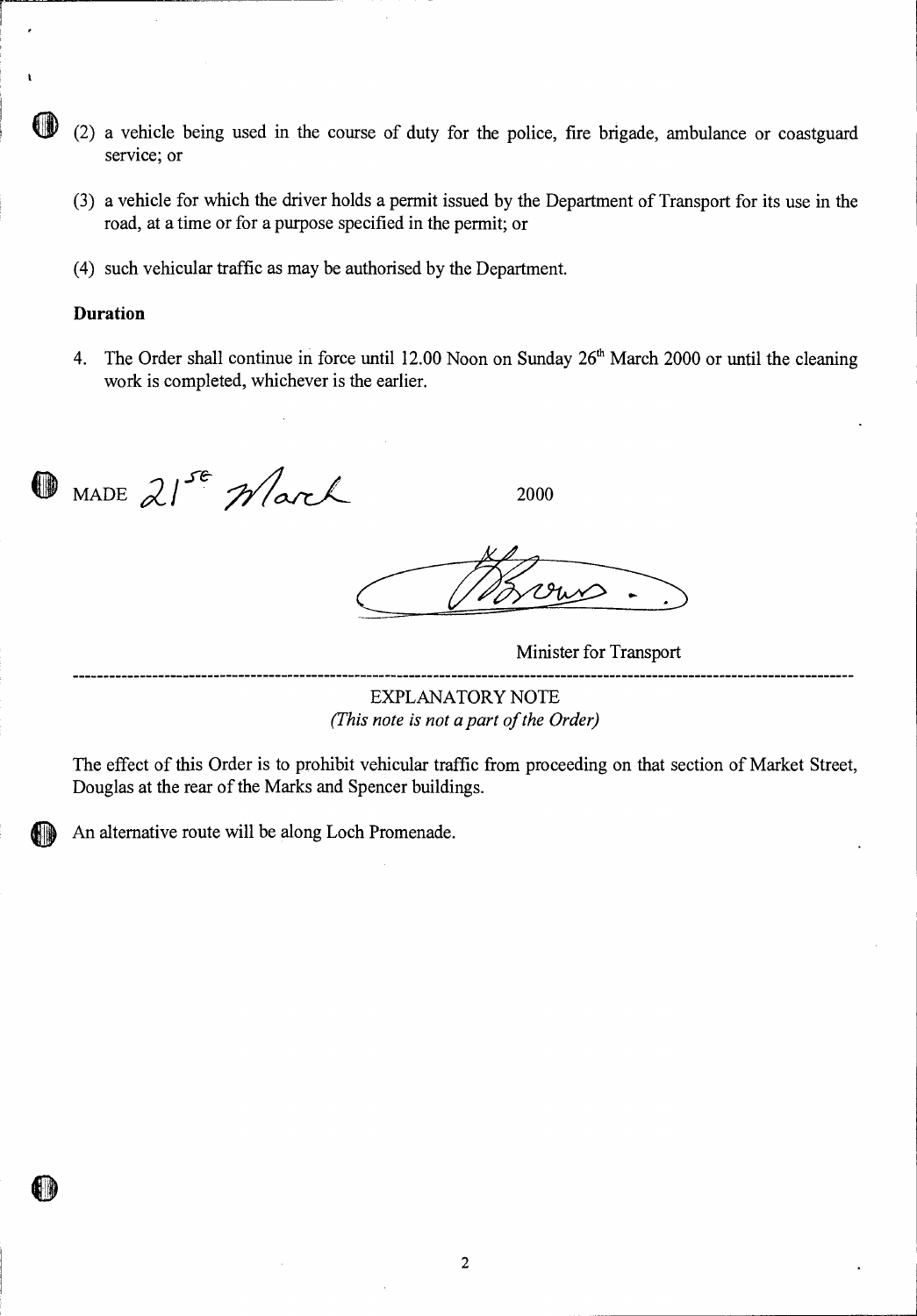(2) a vehicle being used in the course of duty for the police, fire brigade, ambulance or coastguard service; or

(3) a vehicle for which the driver holds a permit issued by the Department of Transport for its use in the road, at a time or for a purpose specified in the permit; or

(4) such vehicular traffic as may be authorised by the Department.

**Duration**

4. The Order shall continue in force until 12.00 Noon on Sunday 26th March 2000 or until the cleaning work is completed, whichever is the earlier.

MADE 21st March 2000

Minister for Transport

---

EXPLANATORY NOTE
*(This note is not a part of the Order)*

The effect of this Order is to prohibit vehicular traffic from proceeding on that section of Market Street, Douglas at the rear of the Marks and Spencer buildings.

An alternative route will be along Loch Promenade.